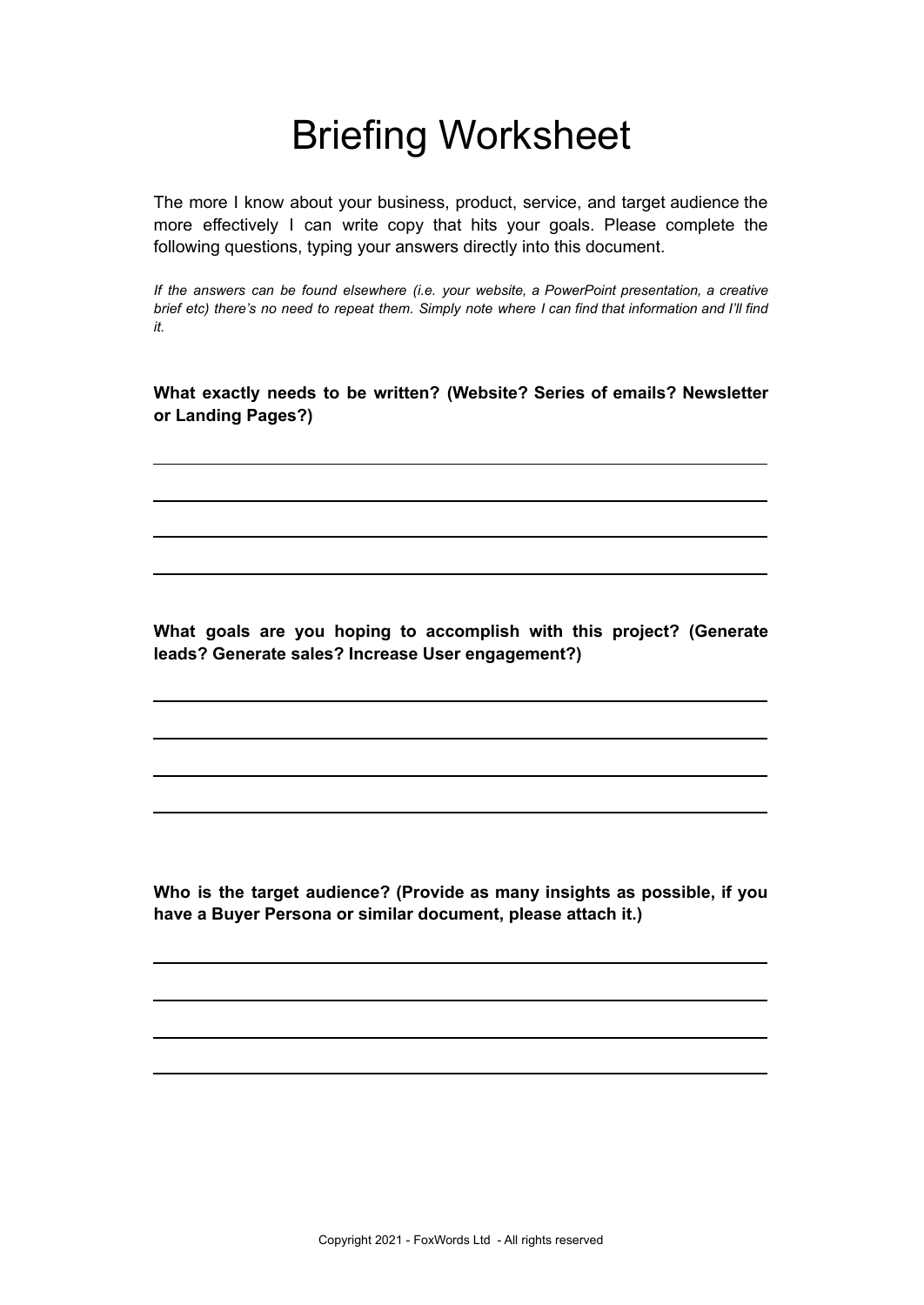# Briefing Worksheet

The more I know about your business, product, service, and target audience the more effectively I can write copy that hits your goals. Please complete the following questions, typing your answers directly into this document.

*If the answers can be found elsewhere (i.e. your website, a PowerPoint presentation, a creative brief etc) there's no need to repeat them. Simply note where I can find that information and I'll find it.*

**What exactly needs to be written? (Website? Series of emails? Newsletter or Landing Pages?)**

---

---

---

---

**What goals are you hoping to accomplish with this project? (Generate leads? Generate sales? Increase User engagement?)**

---

---

---

---

**Who is the target audience? (Provide as many insights as possible, if you have a Buyer Persona or similar document, please attach it.)**

---

---

---

---

Copyright 2021 - FoxWords Ltd - All rights reserved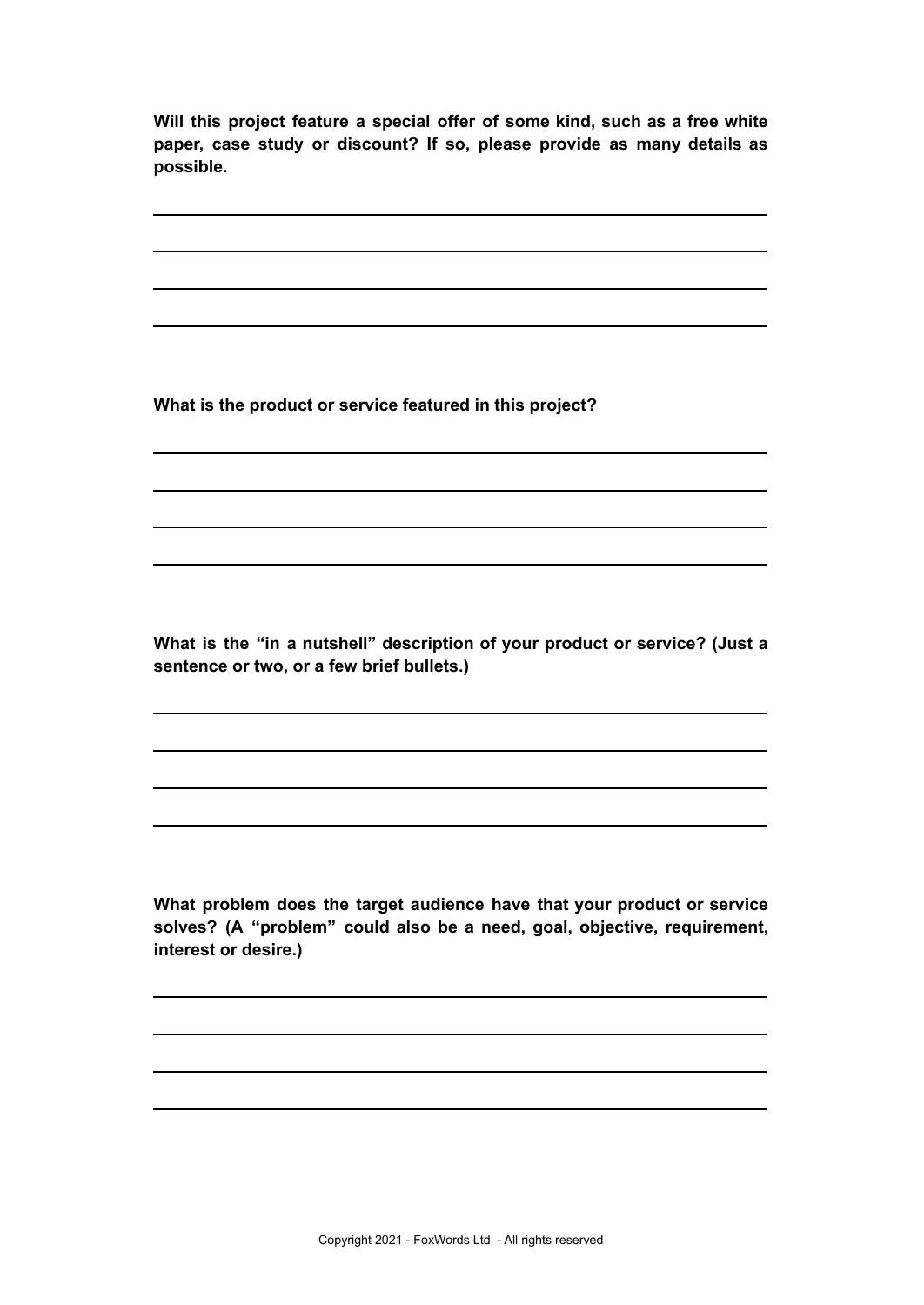**Will this project feature a special offer of some kind, such as a free white paper, case study or discount? If so, please provide as many details as possible.**

**What is the product or service featured in this project?**

**What is the "in a nutshell" description of your product or service? (Just a sentence or two, or a few brief bullets.)**

**What problem does the target audience have that your product or service solves? (A "problem" could also be a need, goal, objective, requirement, interest or desire.)**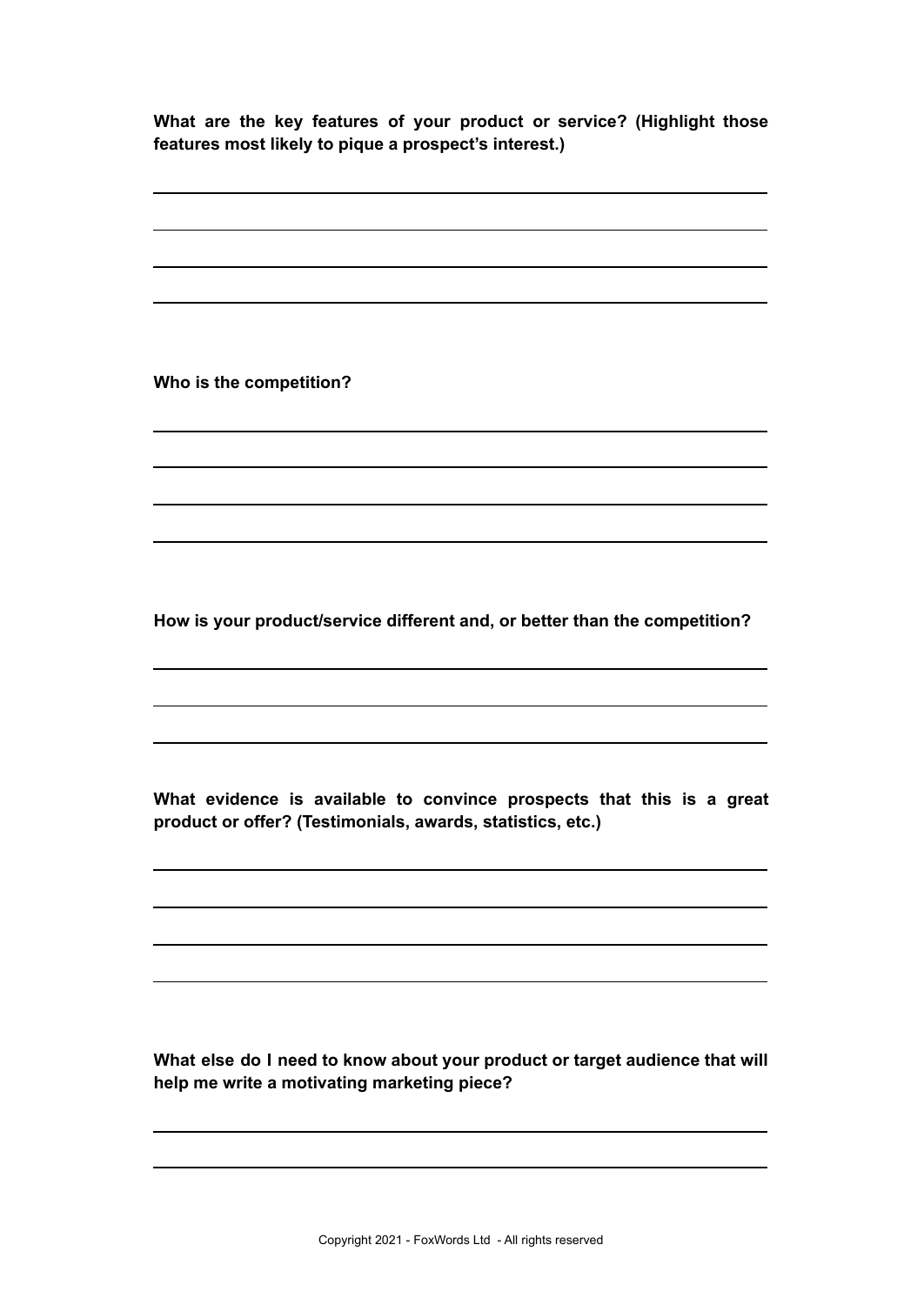**What are the key features of your product or service? (Highlight those features most likely to pique a prospect's interest.)**

**Who is the competition?**

**How is your product/service different and, or better than the competition?**

**What evidence is available to convince prospects that this is a great product or offer? (Testimonials, awards, statistics, etc.)**

**What else do I need to know about your product or target audience that will help me write a motivating marketing piece?**

Copyright 2021 - FoxWords Ltd - All rights reserved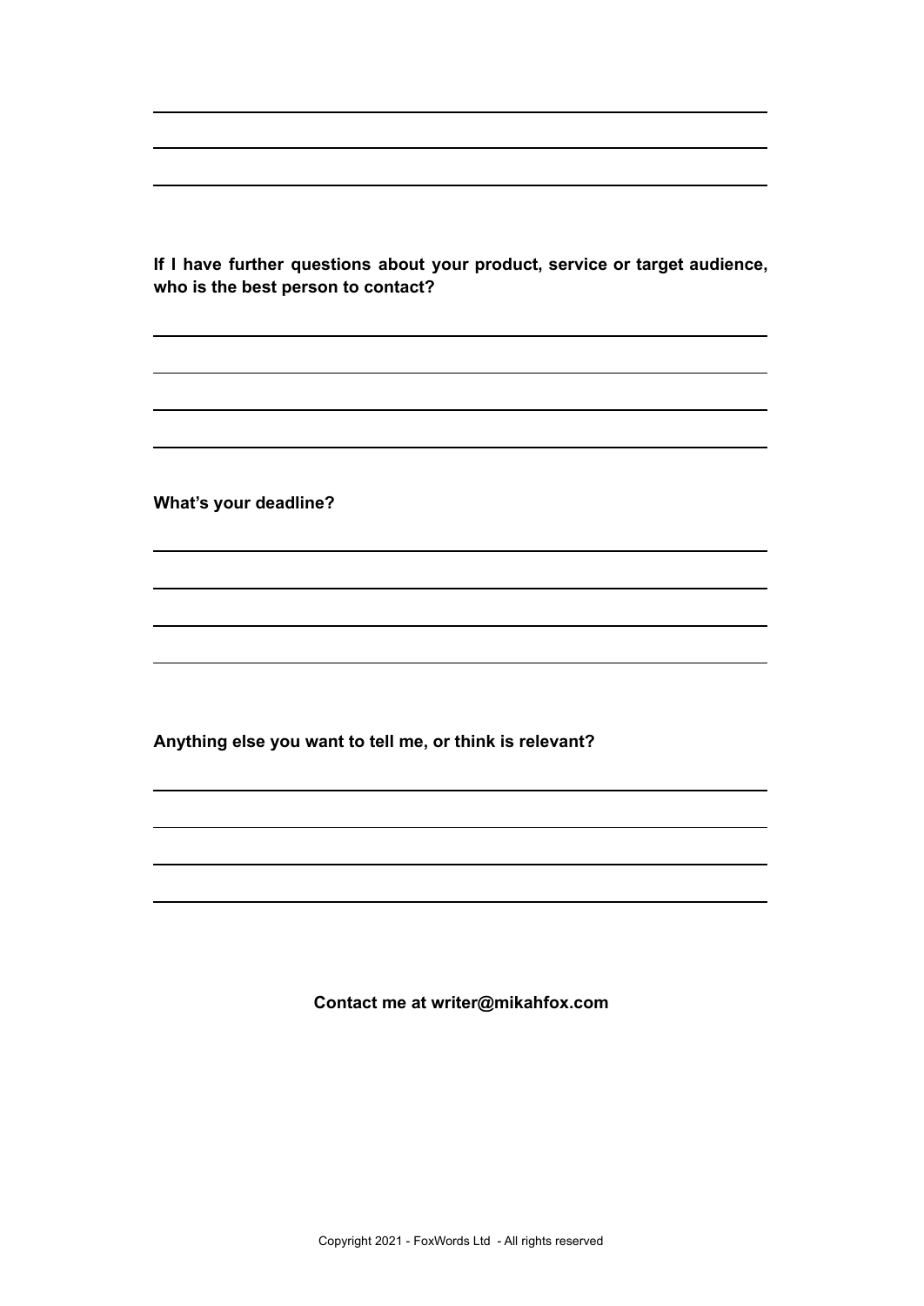**If I have further questions about your product, service or target audience, who is the best person to contact?**

**What's your deadline?**

**Anything else you want to tell me, or think is relevant?**

**Contact me at writer@mikahfox.com**

Copyright 2021 - FoxWords Ltd - All rights reserved